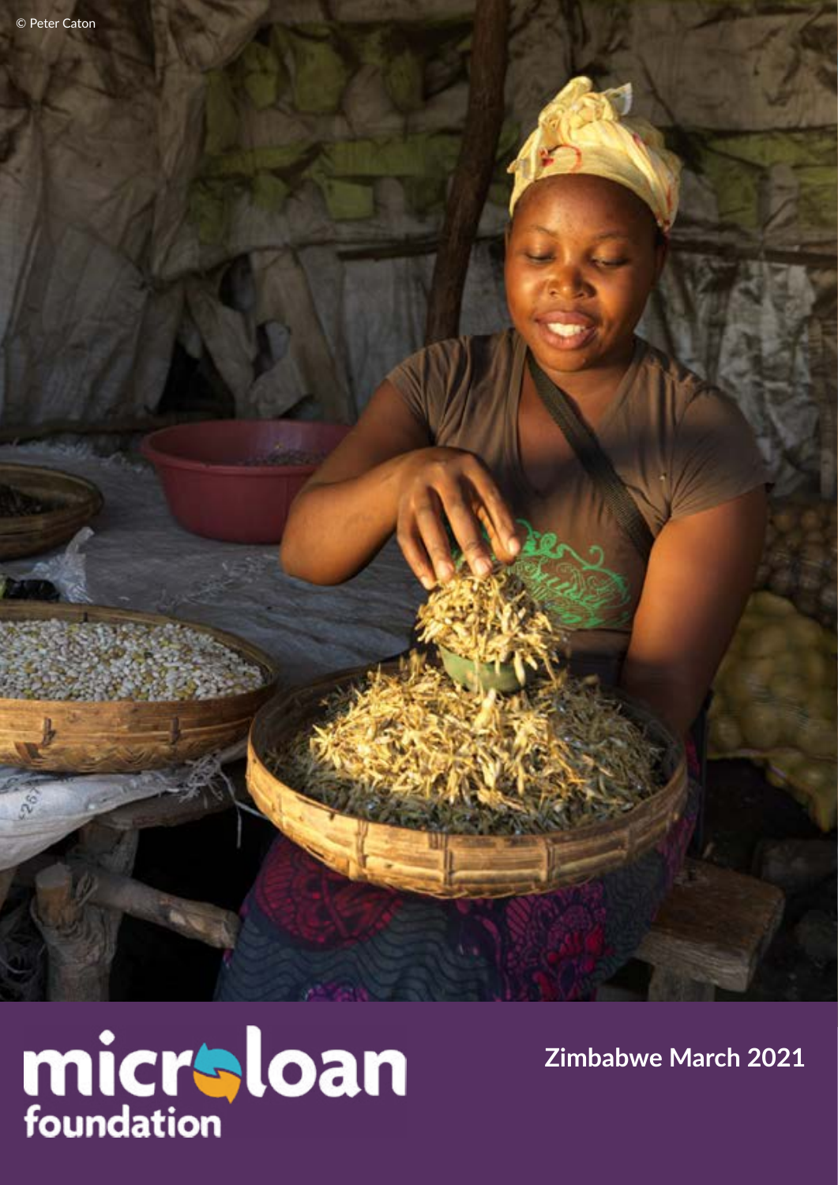© Peter Caton

microloan foundation

Zimbabwe March 2021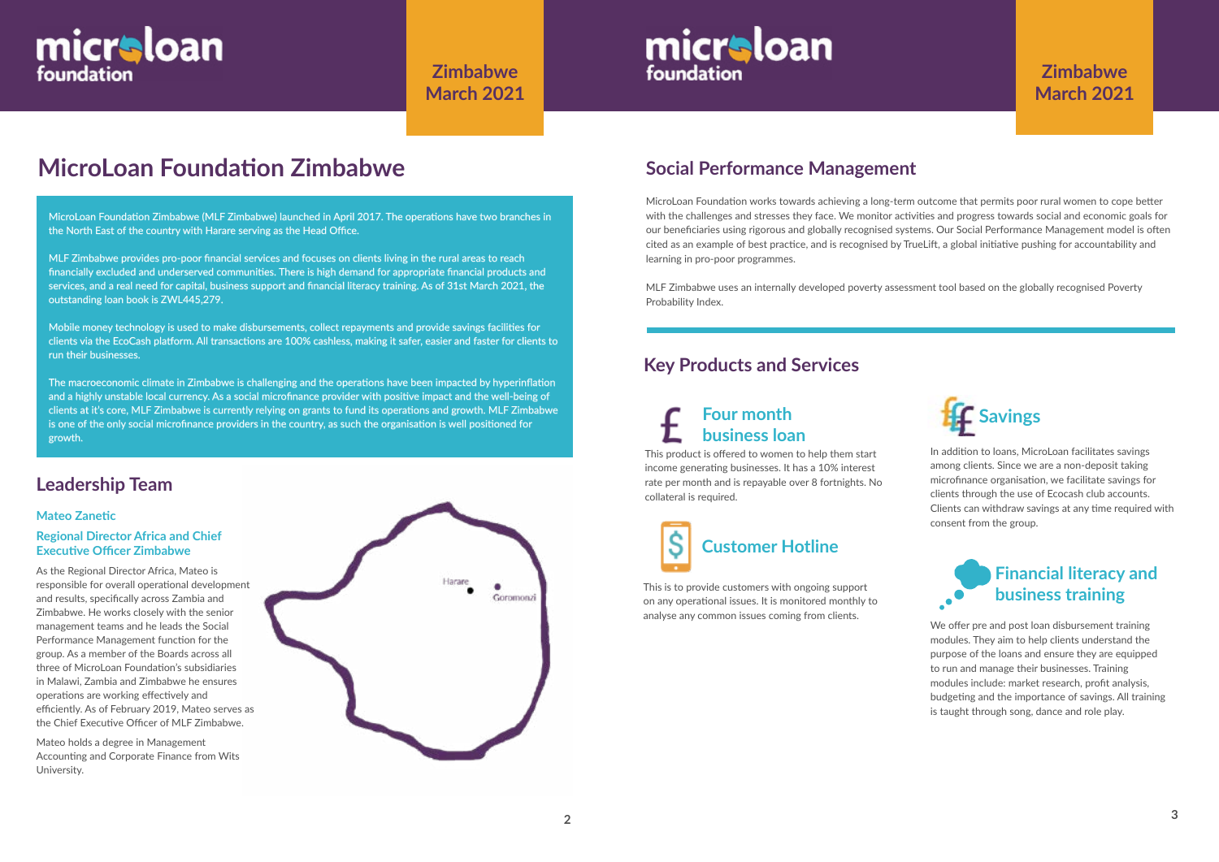# MicroLoan Foundation Zimbabwe

MicroLoan Foundation Zimbabwe (MLF Zimbabwe) launched in April 2017. The operations have two branches in the North East of the country with Harare serving as the Head Office.

MLF Zimbabwe provides pro-poor financial services and focuses on clients living in the rural areas to reach financially excluded and underserved communities. There is high demand for appropriate financial products and services, and a real need for capital, business support and financial literacy training. As of 31st March 2021, the outstanding loan book is ZWL445,279.

Mobile money technology is used to make disbursements, collect repayments and provide savings facilities for clients via the EcoCash platform. All transactions are 100% cashless, making it safer, easier and faster for clients to run their businesses.

The macroeconomic climate in Zimbabwe is challenging and the operations have been impacted by hyperinflation and a highly unstable local currency. As a social microfinance provider with positive impact and the well-being of clients at it's core, MLF Zimbabwe is currently relying on grants to fund its operations and growth. MLF Zimbabwe is one of the only social microfinance providers in the country, as such the organisation is well positioned for growth.

## Leadership Team

### Mateo Zanetic

### Regional Director Africa and Chief Executive Officer Zimbabwe

As the Regional Director Africa, Mateo is responsible for overall operational development and results, specifically across Zambia and Zimbabwe. He works closely with the senior management teams and he leads the Social Performance Management function for the group. As a member of the Boards across all three of MicroLoan Foundation's subsidiaries in Malawi, Zambia and Zimbabwe he ensures operations are working effectively and efficiently. As of February 2019, Mateo serves as the Chief Executive Officer of MLF Zimbabwe.

Mateo holds a degree in Management Accounting and Corporate Finance from Wits University.

Harare

Goromonzi

## Social Performance Management

MicroLoan Foundation works towards achieving a long-term outcome that permits poor rural women to cope better with the challenges and stresses they face. We monitor activities and progress towards social and economic goals for our beneficiaries using rigorous and globally recognised systems. Our Social Performance Management model is often cited as an example of best practice, and is recognised by TrueLift, a global initiative pushing for accountability and learning in pro-poor programmes.

MLF Zimbabwe uses an internally developed poverty assessment tool based on the globally recognised Poverty Probability Index.

## Key Products and Services

### Four month business loan

This product is offered to women to help them start income generating businesses. It has a 10% interest rate per month and is repayable over 8 fortnights. No collateral is required.

### Customer Hotline

This is to provide customers with ongoing support on any operational issues. It is monitored monthly to analyse any common issues coming from clients.

### Savings

In addition to loans, MicroLoan facilitates savings among clients. Since we are a non-deposit taking microfinance organisation, we facilitate savings for clients through the use of Ecocash club accounts. Clients can withdraw savings at any time required with consent from the group.

### Financial literacy and business training

We offer pre and post loan disbursement training modules. They aim to help clients understand the purpose of the loans and ensure they are equipped to run and manage their businesses. Training modules include: market research, profit analysis, budgeting and the importance of savings. All training is taught through song, dance and role play.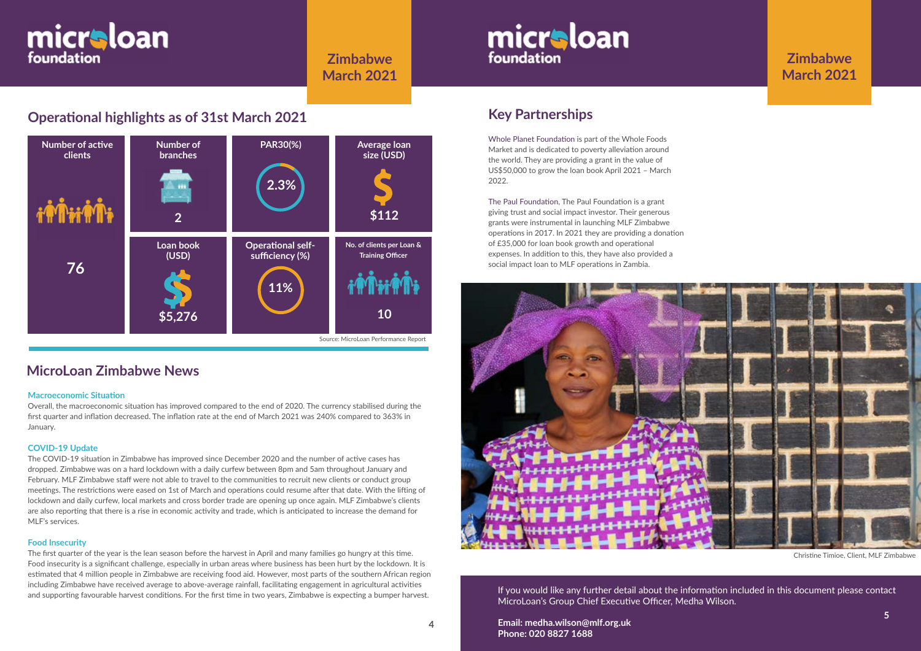## Operational highlights as of 31st March 2021

Number of active clients
76

Number of branches
2

PAR30(%)
2.3%

Average loan size (USD)
$112

Loan book (USD)
$5,276

Operational self-sufficiency (%)
11%

No. of clients per Loan & Training Officer
10

Source: MicroLoan Performance Report

## MicroLoan Zimbabwe News

### Macroeconomic Situation

Overall, the macroeconomic situation has improved compared to the end of 2020. The currency stabilised during the first quarter and inflation decreased. The inflation rate at the end of March 2021 was 240% compared to 363% in January.

### COVID-19 Update

The COVID-19 situation in Zimbabwe has improved since December 2020 and the number of active cases has dropped. Zimbabwe was on a hard lockdown with a daily curfew between 8pm and 5am throughout January and February. MLF Zimbabwe staff were not able to travel to the communities to recruit new clients or conduct group meetings. The restrictions were eased on 1st of March and operations could resume after that date. With the lifting of lockdown and daily curfew, local markets and cross border trade are opening up once again. MLF Zimbabwe's clients are also reporting that there is a rise in economic activity and trade, which is anticipated to increase the demand for MLF's services.

### Food Insecurity

The first quarter of the year is the lean season before the harvest in April and many families go hungry at this time. Food insecurity is a significant challenge, especially in urban areas where business has been hurt by the lockdown. It is estimated that 4 million people in Zimbabwe are receiving food aid. However, most parts of the southern African region including Zimbabwe have received average to above-average rainfall, facilitating engagement in agricultural activities and supporting favourable harvest conditions. For the first time in two years, Zimbabwe is expecting a bumper harvest.

## Key Partnerships

Whole Planet Foundation is part of the Whole Foods Market and is dedicated to poverty alleviation around the world. They are providing a grant in the value of US$50,000 to grow the loan book April 2021 – March 2022.

The Paul Foundation, The Paul Foundation is a grant giving trust and social impact investor. Their generous grants were instrumental in launching MLF Zimbabwe operations in 2017. In 2021 they are providing a donation of £35,000 for loan book growth and operational expenses. In addition to this, they have also provided a social impact loan to MLF operations in Zambia.

Christine Timioe, Client, MLF Zimbabwe

If you would like any further detail about the information included in this document please contact MicroLoan's Group Chief Executive Officer, Medha Wilson.

**Email: medha.wilson@mlf.org.uk**
**Phone: 020 8827 1688**